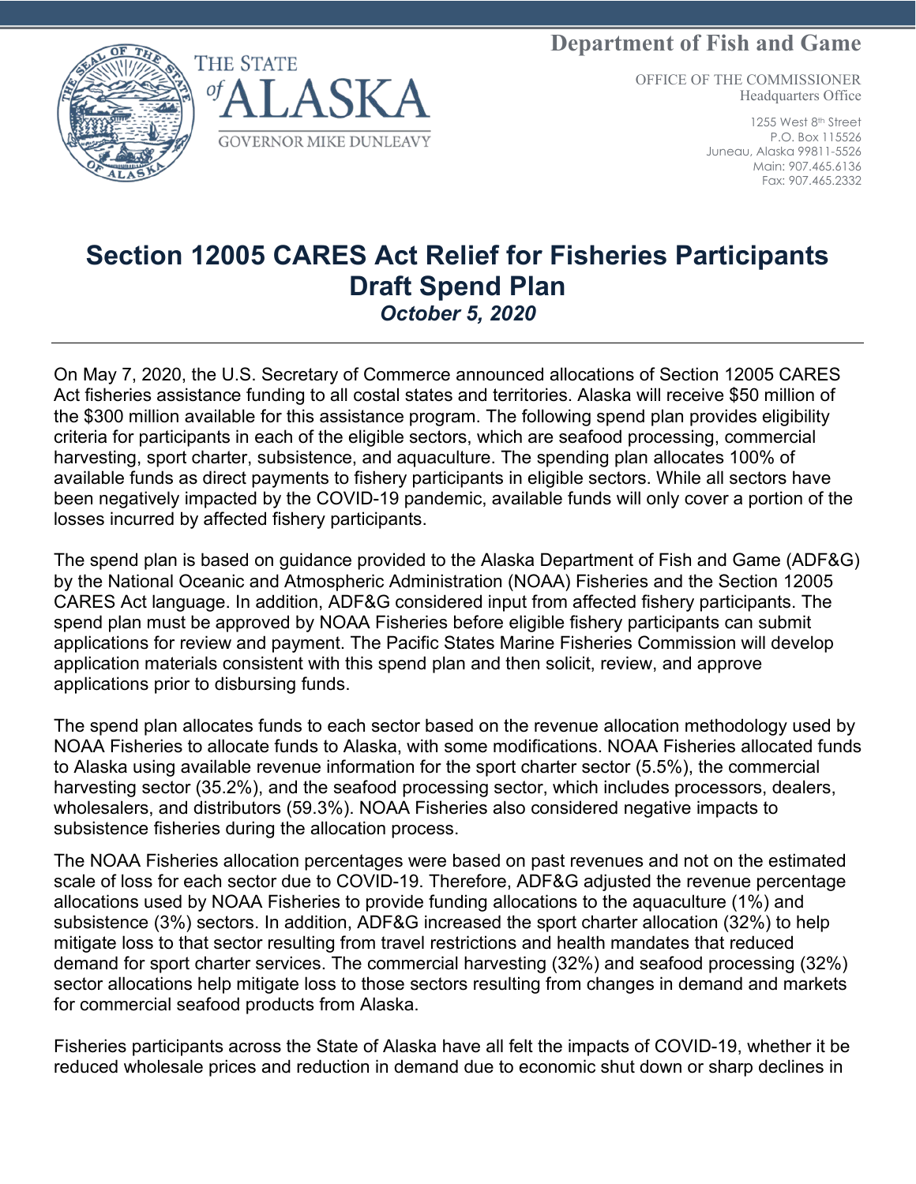**Department of Fish and Game**

THE STATE of ALASKA
GOVERNOR MIKE DUNLEAVY

OFFICE OF THE COMMISSIONER
Headquarters Office

1255 West 8th Street
P.O. Box 115526
Juneau, Alaska 99811-5526
Main: 907.465.6136
Fax: 907.465.2332

# Section 12005 CARES Act Relief for Fisheries Participants Draft Spend Plan

***October 5, 2020***

---

On May 7, 2020, the U.S. Secretary of Commerce announced allocations of Section 12005 CARES Act fisheries assistance funding to all costal states and territories. Alaska will receive $50 million of the $300 million available for this assistance program. The following spend plan provides eligibility criteria for participants in each of the eligible sectors, which are seafood processing, commercial harvesting, sport charter, subsistence, and aquaculture. The spending plan allocates 100% of available funds as direct payments to fishery participants in eligible sectors. While all sectors have been negatively impacted by the COVID-19 pandemic, available funds will only cover a portion of the losses incurred by affected fishery participants.

The spend plan is based on guidance provided to the Alaska Department of Fish and Game (ADF&G) by the National Oceanic and Atmospheric Administration (NOAA) Fisheries and the Section 12005 CARES Act language. In addition, ADF&G considered input from affected fishery participants. The spend plan must be approved by NOAA Fisheries before eligible fishery participants can submit applications for review and payment. The Pacific States Marine Fisheries Commission will develop application materials consistent with this spend plan and then solicit, review, and approve applications prior to disbursing funds.

The spend plan allocates funds to each sector based on the revenue allocation methodology used by NOAA Fisheries to allocate funds to Alaska, with some modifications. NOAA Fisheries allocated funds to Alaska using available revenue information for the sport charter sector (5.5%), the commercial harvesting sector (35.2%), and the seafood processing sector, which includes processors, dealers, wholesalers, and distributors (59.3%). NOAA Fisheries also considered negative impacts to subsistence fisheries during the allocation process.

The NOAA Fisheries allocation percentages were based on past revenues and not on the estimated scale of loss for each sector due to COVID-19. Therefore, ADF&G adjusted the revenue percentage allocations used by NOAA Fisheries to provide funding allocations to the aquaculture (1%) and subsistence (3%) sectors. In addition, ADF&G increased the sport charter allocation (32%) to help mitigate loss to that sector resulting from travel restrictions and health mandates that reduced demand for sport charter services. The commercial harvesting (32%) and seafood processing (32%) sector allocations help mitigate loss to those sectors resulting from changes in demand and markets for commercial seafood products from Alaska.

Fisheries participants across the State of Alaska have all felt the impacts of COVID-19, whether it be reduced wholesale prices and reduction in demand due to economic shut down or sharp declines in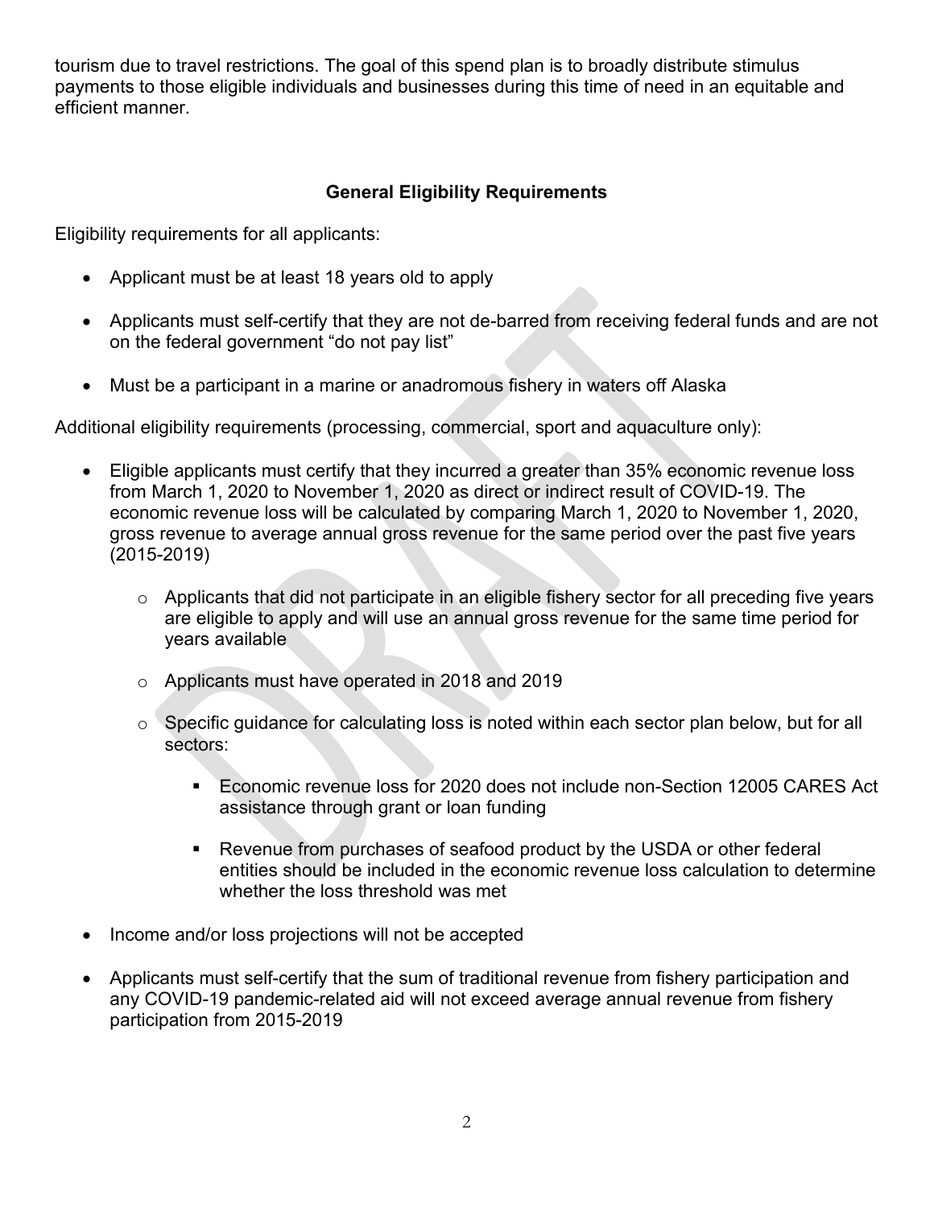tourism due to travel restrictions. The goal of this spend plan is to broadly distribute stimulus payments to those eligible individuals and businesses during this time of need in an equitable and efficient manner.

## General Eligibility Requirements

Eligibility requirements for all applicants:

- Applicant must be at least 18 years old to apply
- Applicants must self-certify that they are not de-barred from receiving federal funds and are not on the federal government "do not pay list"
- Must be a participant in a marine or anadromous fishery in waters off Alaska

Additional eligibility requirements (processing, commercial, sport and aquaculture only):

- Eligible applicants must certify that they incurred a greater than 35% economic revenue loss from March 1, 2020 to November 1, 2020 as direct or indirect result of COVID-19. The economic revenue loss will be calculated by comparing March 1, 2020 to November 1, 2020, gross revenue to average annual gross revenue for the same period over the past five years (2015-2019)
  - Applicants that did not participate in an eligible fishery sector for all preceding five years are eligible to apply and will use an annual gross revenue for the same time period for years available
  - Applicants must have operated in 2018 and 2019
  - Specific guidance for calculating loss is noted within each sector plan below, but for all sectors:
    - Economic revenue loss for 2020 does not include non-Section 12005 CARES Act assistance through grant or loan funding
    - Revenue from purchases of seafood product by the USDA or other federal entities should be included in the economic revenue loss calculation to determine whether the loss threshold was met
- Income and/or loss projections will not be accepted
- Applicants must self-certify that the sum of traditional revenue from fishery participation and any COVID-19 pandemic-related aid will not exceed average annual revenue from fishery participation from 2015-2019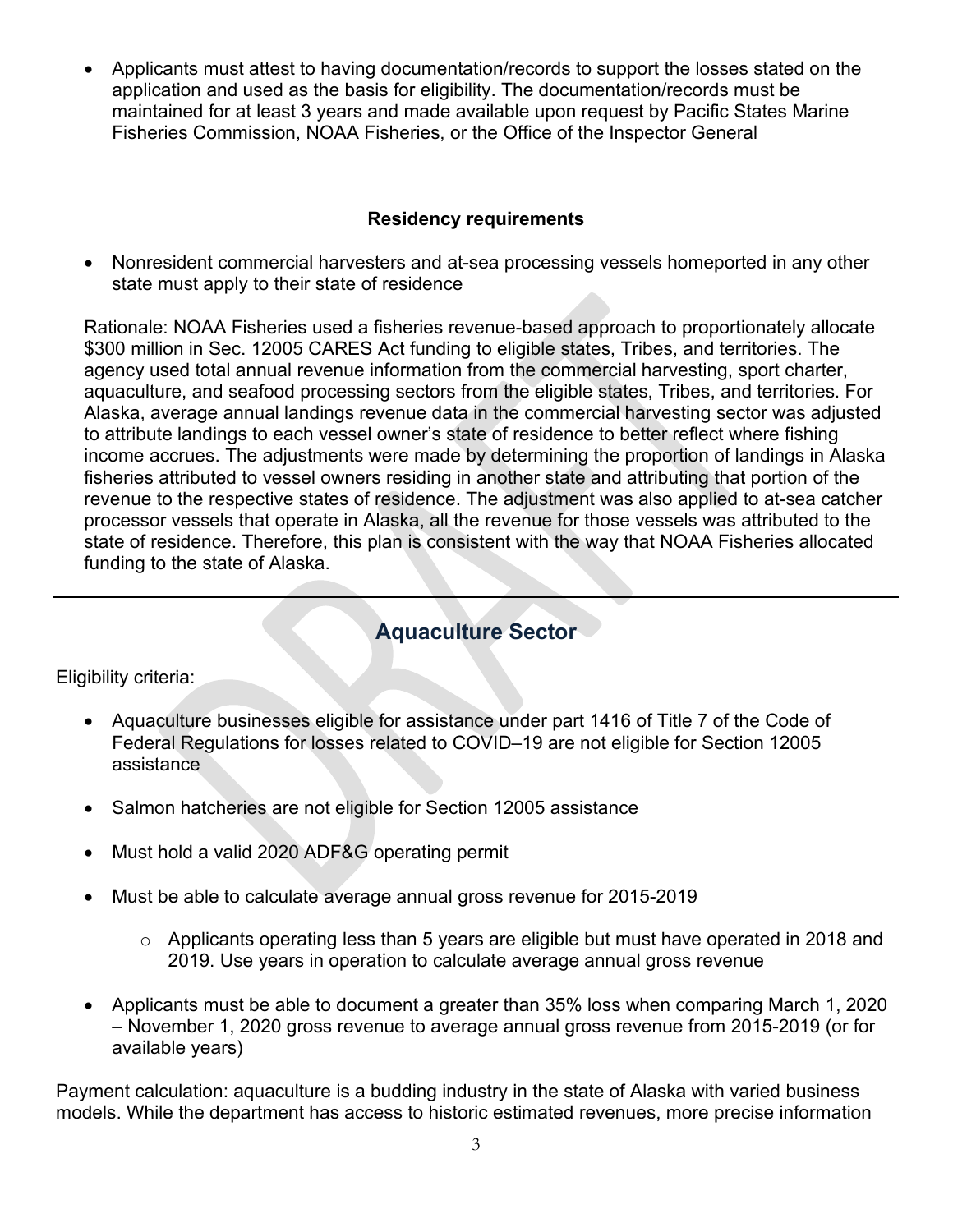- Applicants must attest to having documentation/records to support the losses stated on the application and used as the basis for eligibility. The documentation/records must be maintained for at least 3 years and made available upon request by Pacific States Marine Fisheries Commission, NOAA Fisheries, or the Office of the Inspector General

**Residency requirements**

- Nonresident commercial harvesters and at-sea processing vessels homeported in any other state must apply to their state of residence

Rationale: NOAA Fisheries used a fisheries revenue-based approach to proportionately allocate $300 million in Sec. 12005 CARES Act funding to eligible states, Tribes, and territories. The agency used total annual revenue information from the commercial harvesting, sport charter, aquaculture, and seafood processing sectors from the eligible states, Tribes, and territories. For Alaska, average annual landings revenue data in the commercial harvesting sector was adjusted to attribute landings to each vessel owner's state of residence to better reflect where fishing income accrues. The adjustments were made by determining the proportion of landings in Alaska fisheries attributed to vessel owners residing in another state and attributing that portion of the revenue to the respective states of residence. The adjustment was also applied to at-sea catcher processor vessels that operate in Alaska, all the revenue for those vessels was attributed to the state of residence. Therefore, this plan is consistent with the way that NOAA Fisheries allocated funding to the state of Alaska.

---

## Aquaculture Sector

Eligibility criteria:

- Aquaculture businesses eligible for assistance under part 1416 of Title 7 of the Code of Federal Regulations for losses related to COVID–19 are not eligible for Section 12005 assistance
- Salmon hatcheries are not eligible for Section 12005 assistance
- Must hold a valid 2020 ADF&G operating permit
- Must be able to calculate average annual gross revenue for 2015-2019
  - Applicants operating less than 5 years are eligible but must have operated in 2018 and 2019. Use years in operation to calculate average annual gross revenue
- Applicants must be able to document a greater than 35% loss when comparing March 1, 2020 – November 1, 2020 gross revenue to average annual gross revenue from 2015-2019 (or for available years)

Payment calculation: aquaculture is a budding industry in the state of Alaska with varied business models. While the department has access to historic estimated revenues, more precise information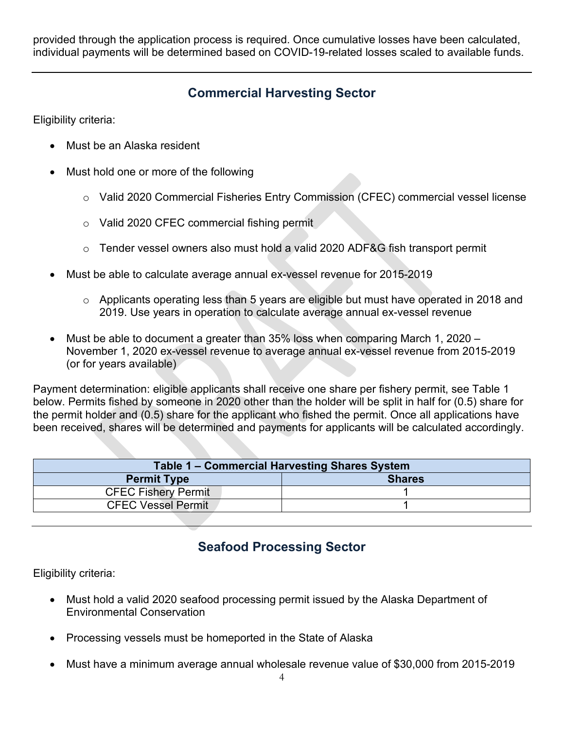provided through the application process is required. Once cumulative losses have been calculated, individual payments will be determined based on COVID-19-related losses scaled to available funds.

---

## Commercial Harvesting Sector

Eligibility criteria:

- Must be an Alaska resident
- Must hold one or more of the following
  - Valid 2020 Commercial Fisheries Entry Commission (CFEC) commercial vessel license
  - Valid 2020 CFEC commercial fishing permit
  - Tender vessel owners also must hold a valid 2020 ADF&G fish transport permit
- Must be able to calculate average annual ex-vessel revenue for 2015-2019
  - Applicants operating less than 5 years are eligible but must have operated in 2018 and 2019. Use years in operation to calculate average annual ex-vessel revenue
- Must be able to document a greater than 35% loss when comparing March 1, 2020 – November 1, 2020 ex-vessel revenue to average annual ex-vessel revenue from 2015-2019 (or for years available)

Payment determination: eligible applicants shall receive one share per fishery permit, see Table 1 below. Permits fished by someone in 2020 other than the holder will be split in half for (0.5) share for the permit holder and (0.5) share for the applicant who fished the permit. Once all applications have been received, shares will be determined and payments for applicants will be calculated accordingly.

| Table 1 – Commercial Harvesting Shares System | |
|---|---|
| **Permit Type** | **Shares** |
| CFEC Fishery Permit | 1 |
| CFEC Vessel Permit | 1 |

---

## Seafood Processing Sector

Eligibility criteria:

- Must hold a valid 2020 seafood processing permit issued by the Alaska Department of Environmental Conservation
- Processing vessels must be homeported in the State of Alaska
- Must have a minimum average annual wholesale revenue value of $30,000 from 2015-2019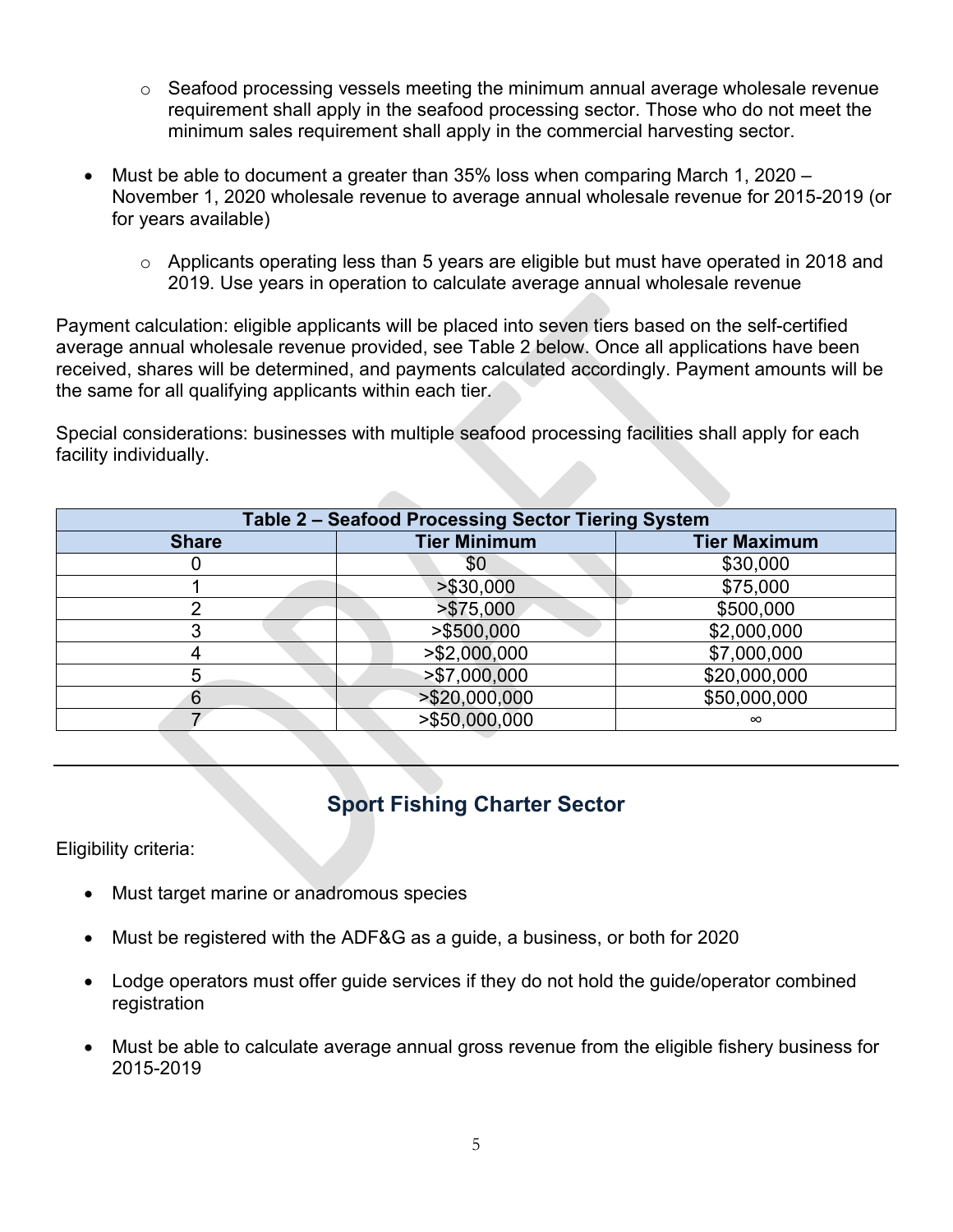- Seafood processing vessels meeting the minimum annual average wholesale revenue requirement shall apply in the seafood processing sector. Those who do not meet the minimum sales requirement shall apply in the commercial harvesting sector.

- Must be able to document a greater than 35% loss when comparing March 1, 2020 – November 1, 2020 wholesale revenue to average annual wholesale revenue for 2015-2019 (or for years available)

  - Applicants operating less than 5 years are eligible but must have operated in 2018 and 2019. Use years in operation to calculate average annual wholesale revenue

Payment calculation: eligible applicants will be placed into seven tiers based on the self-certified average annual wholesale revenue provided, see Table 2 below. Once all applications have been received, shares will be determined, and payments calculated accordingly. Payment amounts will be the same for all qualifying applicants within each tier.

Special considerations: businesses with multiple seafood processing facilities shall apply for each facility individually.

**Table 2 – Seafood Processing Sector Tiering System**

| Share | Tier Minimum | Tier Maximum |
|---|---|---|
| 0 | $0 | $30,000 |
| 1 | >$30,000 | $75,000 |
| 2 | >$75,000 | $500,000 |
| 3 | >$500,000 | $2,000,000 |
| 4 | >$2,000,000 | $7,000,000 |
| 5 | >$7,000,000 | $20,000,000 |
| 6 | >$20,000,000 | $50,000,000 |
| 7 | >$50,000,000 | ∞ |

---

## Sport Fishing Charter Sector

Eligibility criteria:

- Must target marine or anadromous species

- Must be registered with the ADF&G as a guide, a business, or both for 2020

- Lodge operators must offer guide services if they do not hold the guide/operator combined registration

- Must be able to calculate average annual gross revenue from the eligible fishery business for 2015-2019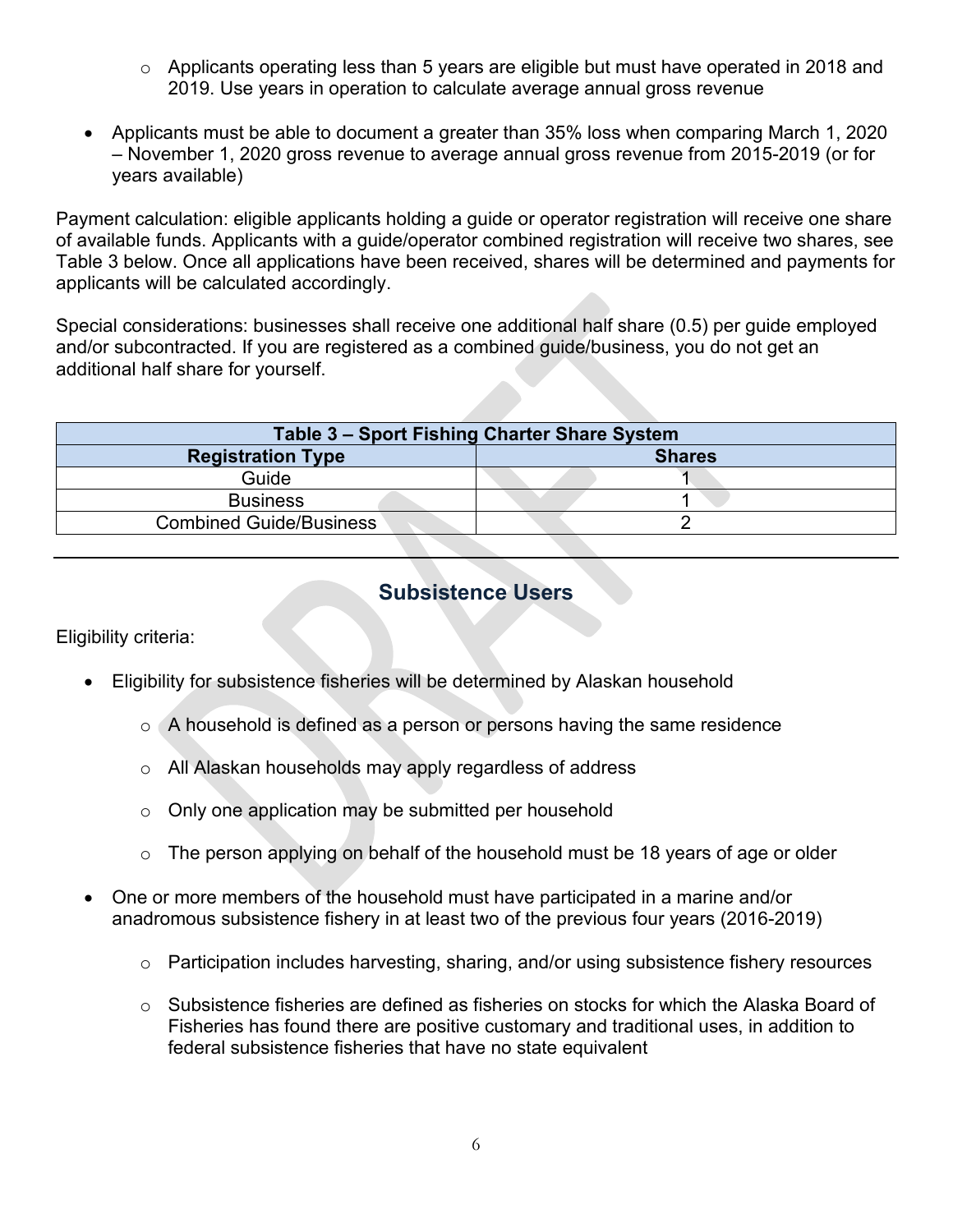- Applicants operating less than 5 years are eligible but must have operated in 2018 and 2019. Use years in operation to calculate average annual gross revenue

- Applicants must be able to document a greater than 35% loss when comparing March 1, 2020 – November 1, 2020 gross revenue to average annual gross revenue from 2015-2019 (or for years available)

Payment calculation: eligible applicants holding a guide or operator registration will receive one share of available funds. Applicants with a guide/operator combined registration will receive two shares, see Table 3 below. Once all applications have been received, shares will be determined and payments for applicants will be calculated accordingly.

Special considerations: businesses shall receive one additional half share (0.5) per guide employed and/or subcontracted. If you are registered as a combined guide/business, you do not get an additional half share for yourself.

| Table 3 – Sport Fishing Charter Share System | |
|---|---|
| **Registration Type** | **Shares** |
| Guide | 1 |
| Business | 1 |
| Combined Guide/Business | 2 |

## Subsistence Users

Eligibility criteria:

- Eligibility for subsistence fisheries will be determined by Alaskan household
    - A household is defined as a person or persons having the same residence
    - All Alaskan households may apply regardless of address
    - Only one application may be submitted per household
    - The person applying on behalf of the household must be 18 years of age or older
- One or more members of the household must have participated in a marine and/or anadromous subsistence fishery in at least two of the previous four years (2016-2019)
    - Participation includes harvesting, sharing, and/or using subsistence fishery resources
    - Subsistence fisheries are defined as fisheries on stocks for which the Alaska Board of Fisheries has found there are positive customary and traditional uses, in addition to federal subsistence fisheries that have no state equivalent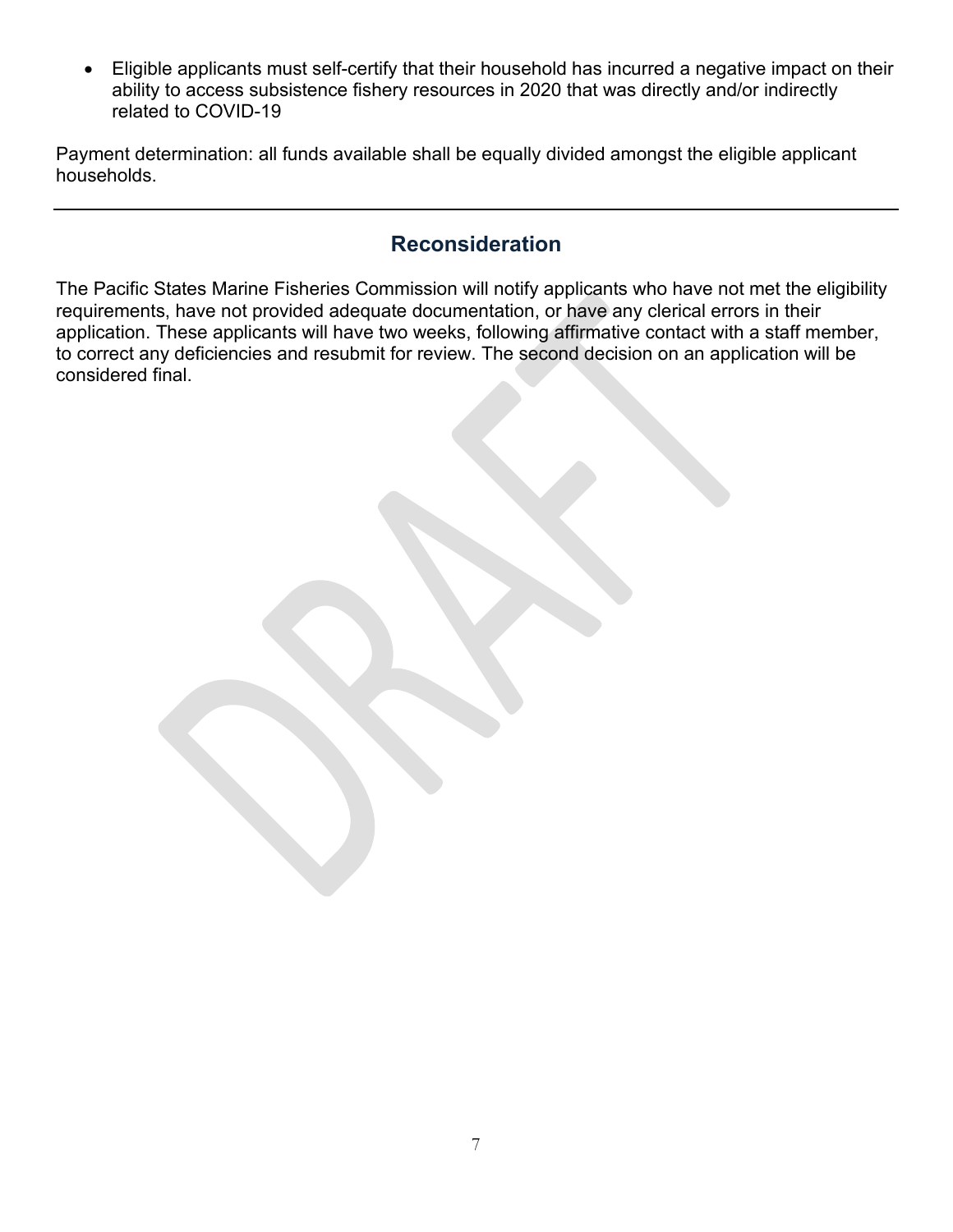- Eligible applicants must self-certify that their household has incurred a negative impact on their ability to access subsistence fishery resources in 2020 that was directly and/or indirectly related to COVID-19

Payment determination: all funds available shall be equally divided amongst the eligible applicant households.

---

## Reconsideration

The Pacific States Marine Fisheries Commission will notify applicants who have not met the eligibility requirements, have not provided adequate documentation, or have any clerical errors in their application. These applicants will have two weeks, following affirmative contact with a staff member, to correct any deficiencies and resubmit for review. The second decision on an application will be considered final.